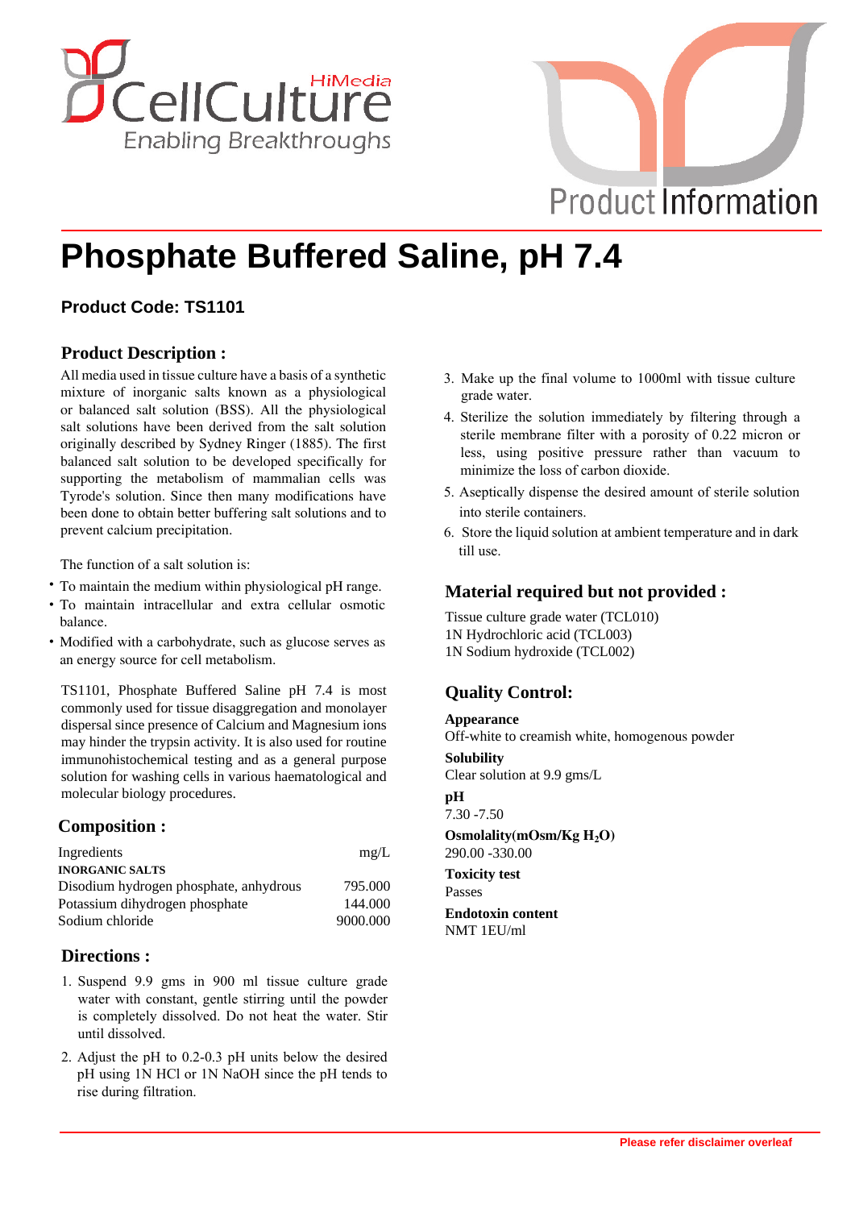# Phosphate Buffered Saline, pH 7.4

### Product Code: TS1101

## Product Description :

All media used in tissue culture have a basis of a synthetic mixture of inorganic salts known as a physiological or balanced salt solution (BSS). All the physiological salt solutions have been derived from the salt solution originally described by Sydney Ringer (1885). The first balanced salt solution to be developed specifically for supporting the metabolism of mammalian cells was Tyrode's solution. Since then many modifications have been done to obtain better buffering salt solutions and to prevent calcium precipitation.

The function of a salt solution is:

- To maintain the medium within physiological pH range.
- To maintain intracellular and extra cellular osmotic balance.
- Modified with a carbohydrate, such as glucose serves as an energy source for cell metabolism.

TS1101, Phosphate Buffered Saline pH 7.4 is most commonly used for tissue disaggregation and monolayer dispersal since presence of Calcium and Magnesium ions may hinder the trypsin activity. It is also used for routine immunohistochemical testing and as a general purpose solution for washing cells in various haematological and molecular biology procedures.

## Composition :

| Ingredients | mg/L |
|---|---|
| **INORGANIC SALTS** | |
| Disodium hydrogen phosphate, anhydrous | 795.000 |
| Potassium dihydrogen phosphate | 144.000 |
| Sodium chloride | 9000.000 |

## Directions :

1. Suspend 9.9 gms in 900 ml tissue culture grade water with constant, gentle stirring until the powder is completely dissolved. Do not heat the water. Stir until dissolved.
2. Adjust the pH to 0.2-0.3 pH units below the desired pH using 1N HCl or 1N NaOH since the pH tends to rise during filtration.
3. Make up the final volume to 1000ml with tissue culture grade water.
4. Sterilize the solution immediately by filtering through a sterile membrane filter with a porosity of 0.22 micron or less, using positive pressure rather than vacuum to minimize the loss of carbon dioxide.
5. Aseptically dispense the desired amount of sterile solution into sterile containers.
6. Store the liquid solution at ambient temperature and in dark till use.

## Material required but not provided :

Tissue culture grade water (TCL010)
1N Hydrochloric acid (TCL003)
1N Sodium hydroxide (TCL002)

## Quality Control:

**Appearance**
Off-white to creamish white, homogenous powder

**Solubility**
Clear solution at 9.9 gms/L

**pH**
7.30 -7.50

**Osmolality(mOsm/Kg $H_2O$)**
290.00 -330.00

**Toxicity test**
Passes

**Endotoxin content**
NMT 1EU/ml

Please refer disclaimer overleaf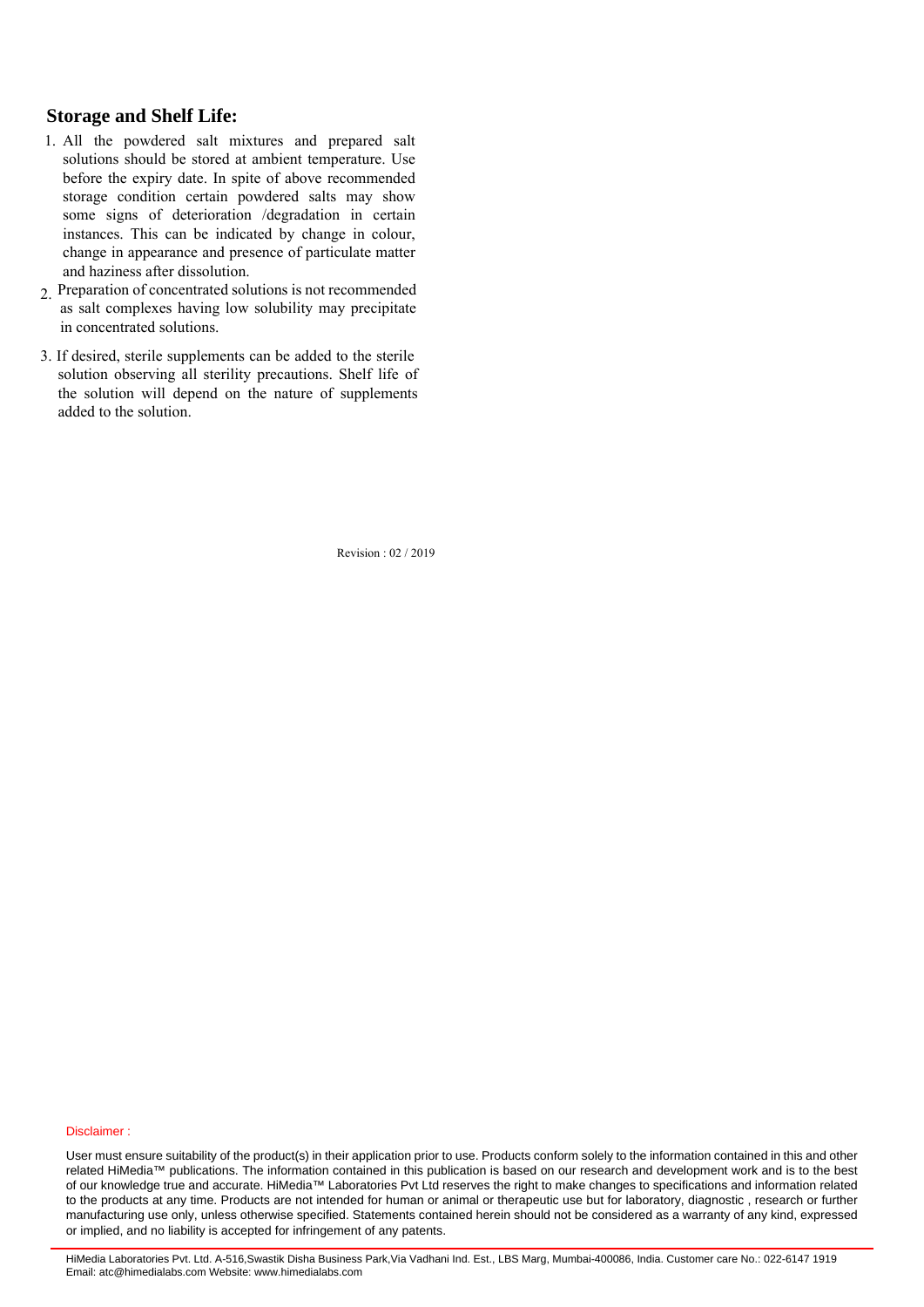## Storage and Shelf Life:

1. All the powdered salt mixtures and prepared salt solutions should be stored at ambient temperature. Use before the expiry date. In spite of above recommended storage condition certain powdered salts may show some signs of deterioration /degradation in certain instances. This can be indicated by change in colour, change in appearance and presence of particulate matter and haziness after dissolution.
2. Preparation of concentrated solutions is not recommended as salt complexes having low solubility may precipitate in concentrated solutions.
3. If desired, sterile supplements can be added to the sterile solution observing all sterility precautions. Shelf life of the solution will depend on the nature of supplements added to the solution.

Revision : 02 / 2019

Disclaimer :

User must ensure suitability of the product(s) in their application prior to use. Products conform solely to the information contained in this and other related HiMedia™ publications. The information contained in this publication is based on our research and development work and is to the best of our knowledge true and accurate. HiMedia™ Laboratories Pvt Ltd reserves the right to make changes to specifications and information related to the products at any time. Products are not intended for human or animal or therapeutic use but for laboratory, diagnostic , research or further manufacturing use only, unless otherwise specified. Statements contained herein should not be considered as a warranty of any kind, expressed or implied, and no liability is accepted for infringement of any patents.

HiMedia Laboratories Pvt. Ltd. A-516,Swastik Disha Business Park,Via Vadhani Ind. Est., LBS Marg, Mumbai-400086, India. Customer care No.: 022-6147 1919
Email: atc@himedialabs.com Website: www.himedialabs.com